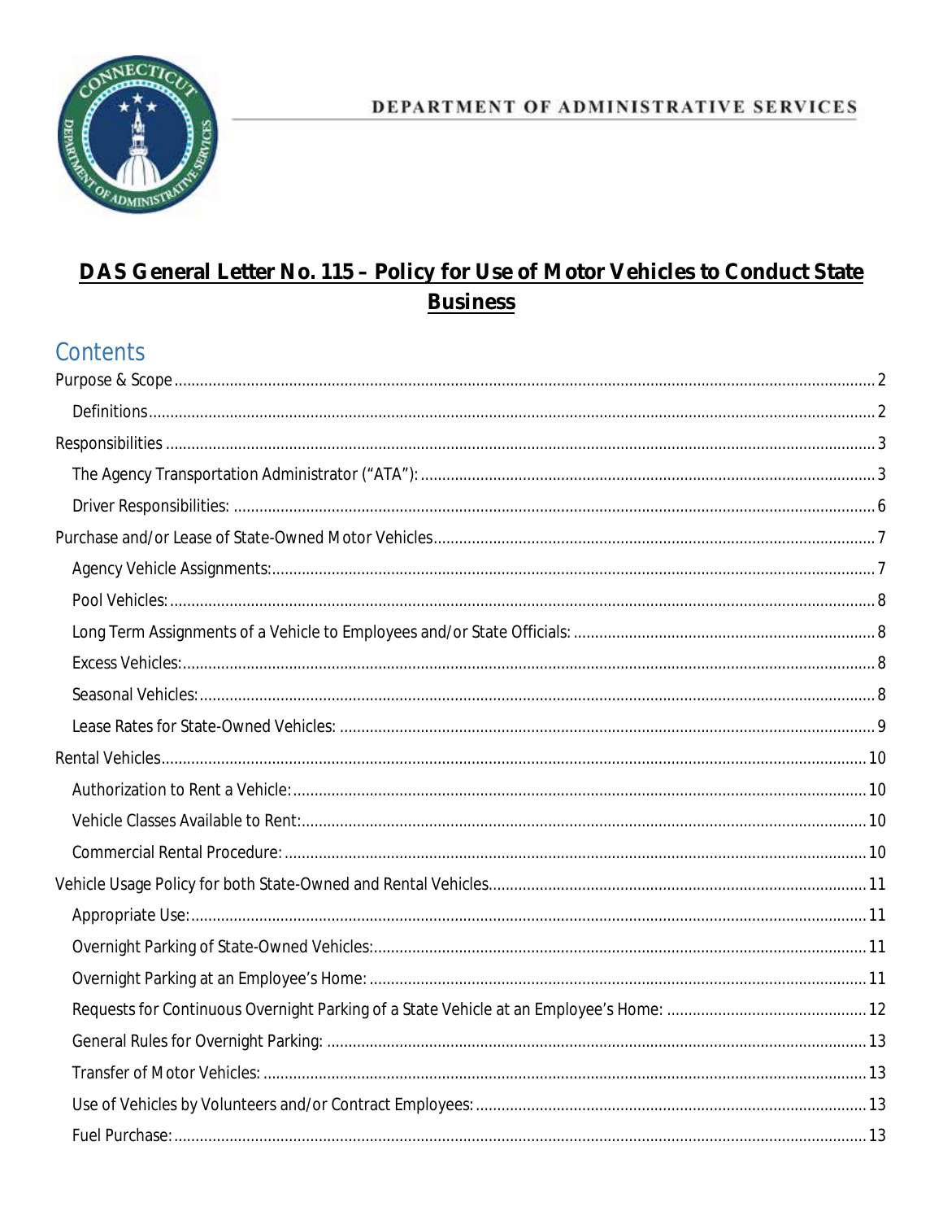DEPARTMENT OF ADMINISTRATIVE SERVICES

# DAS General Letter No. 115 – Policy for Use of Motor Vehicles to Conduct State Business

## Contents

- Purpose & Scope ..... 2
  - Definitions ..... 2
- Responsibilities ..... 3
  - The Agency Transportation Administrator ("ATA"): ..... 3
  - Driver Responsibilities: ..... 6
- Purchase and/or Lease of State-Owned Motor Vehicles ..... 7
  - Agency Vehicle Assignments: ..... 7
  - Pool Vehicles: ..... 8
  - Long Term Assignments of a Vehicle to Employees and/or State Officials: ..... 8
  - Excess Vehicles: ..... 8
  - Seasonal Vehicles: ..... 8
  - Lease Rates for State-Owned Vehicles: ..... 9
- Rental Vehicles ..... 10
  - Authorization to Rent a Vehicle: ..... 10
  - Vehicle Classes Available to Rent: ..... 10
  - Commercial Rental Procedure: ..... 10
- Vehicle Usage Policy for both State-Owned and Rental Vehicles ..... 11
  - Appropriate Use: ..... 11
  - Overnight Parking of State-Owned Vehicles: ..... 11
  - Overnight Parking at an Employee's Home: ..... 11
  - Requests for Continuous Overnight Parking of a State Vehicle at an Employee's Home: ..... 12
  - General Rules for Overnight Parking: ..... 13
  - Transfer of Motor Vehicles: ..... 13
  - Use of Vehicles by Volunteers and/or Contract Employees: ..... 13
  - Fuel Purchase: ..... 13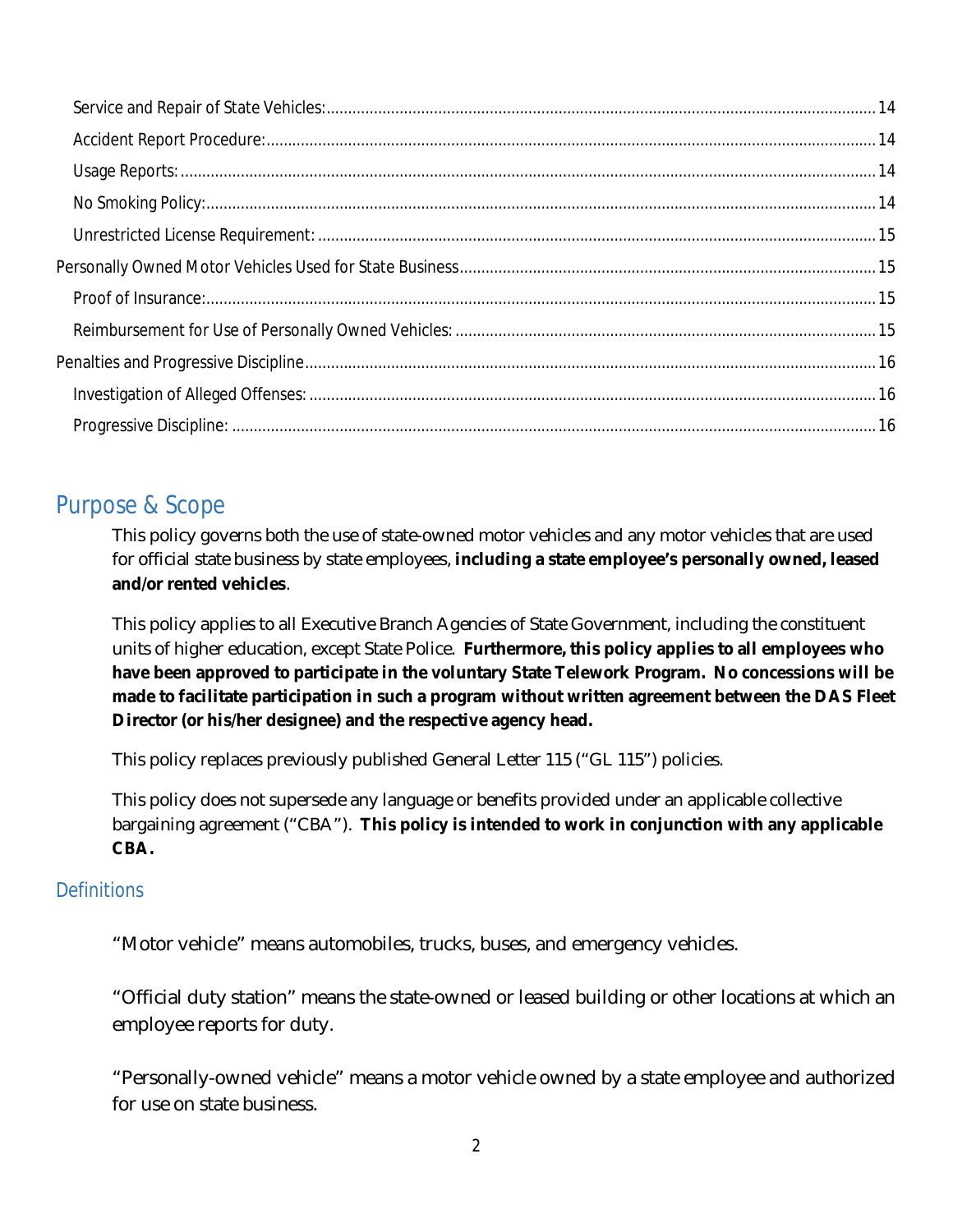Service and Repair of State Vehicles: 14

Accident Report Procedure: 14

Usage Reports: 14

No Smoking Policy: 14

Unrestricted License Requirement: 15

Personally Owned Motor Vehicles Used for State Business 15

Proof of Insurance: 15

Reimbursement for Use of Personally Owned Vehicles: 15

Penalties and Progressive Discipline 16

Investigation of Alleged Offenses: 16

Progressive Discipline: 16

# Purpose & Scope

This policy governs both the use of state-owned motor vehicles and any motor vehicles that are used for official state business by state employees, **including a state employee's personally owned, leased and/or rented vehicles**.

This policy applies to all Executive Branch Agencies of State Government, including the constituent units of higher education, except State Police. **Furthermore, this policy applies to all employees who have been approved to participate in the voluntary State Telework Program. No concessions will be made to facilitate participation in such a program without written agreement between the DAS Fleet Director (or his/her designee) and the respective agency head.**

This policy replaces previously published General Letter 115 ("GL 115") policies.

This policy does not supersede any language or benefits provided under an applicable collective bargaining agreement ("CBA"). **This policy is intended to work in conjunction with any applicable CBA.**

## Definitions

"Motor vehicle" means automobiles, trucks, buses, and emergency vehicles.

"Official duty station" means the state-owned or leased building or other locations at which an employee reports for duty.

"Personally-owned vehicle" means a motor vehicle owned by a state employee and authorized for use on state business.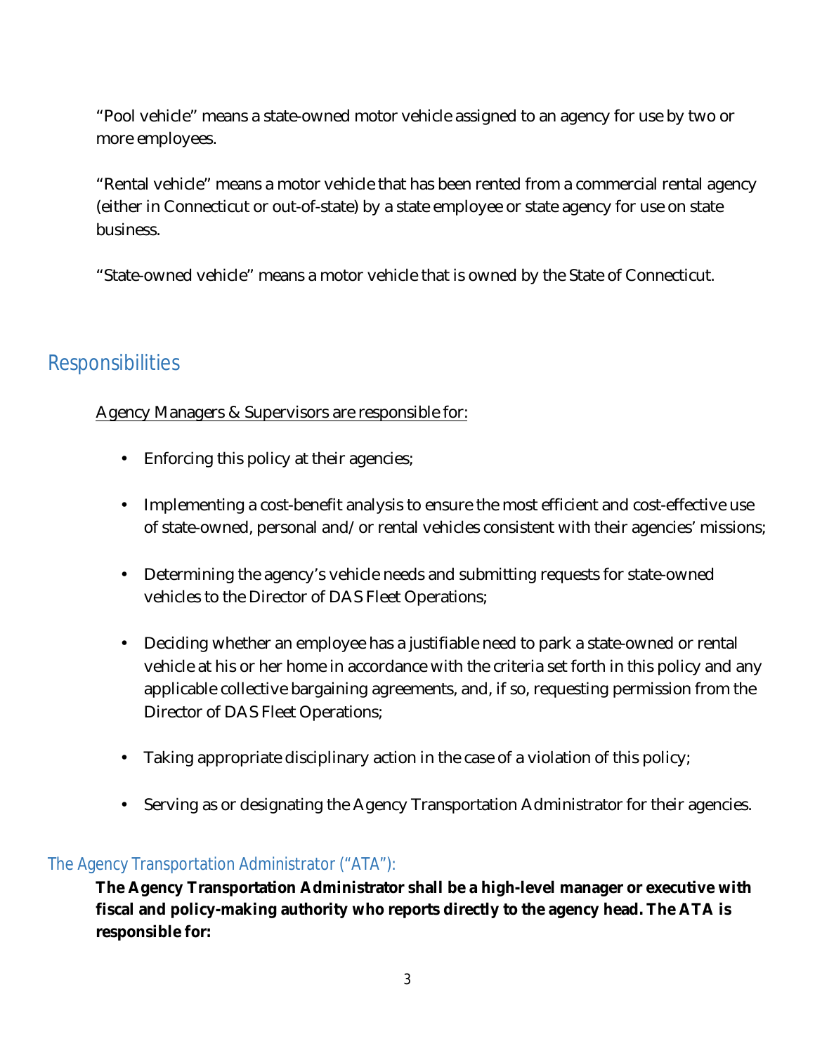"Pool vehicle" means a state-owned motor vehicle assigned to an agency for use by two or more employees.

"Rental vehicle" means a motor vehicle that has been rented from a commercial rental agency (either in Connecticut or out-of-state) by a state employee or state agency for use on state business.

"State-owned vehicle" means a motor vehicle that is owned by the State of Connecticut.

## Responsibilities

<u>Agency Managers & Supervisors are responsible for:</u>

- Enforcing this policy at their agencies;
- Implementing a cost-benefit analysis to ensure the most efficient and cost-effective use of state-owned, personal and/or rental vehicles consistent with their agencies' missions;
- Determining the agency's vehicle needs and submitting requests for state-owned vehicles to the Director of DAS Fleet Operations;
- Deciding whether an employee has a justifiable need to park a state-owned or rental vehicle at his or her home in accordance with the criteria set forth in this policy and any applicable collective bargaining agreements, and, if so, requesting permission from the Director of DAS Fleet Operations;
- Taking appropriate disciplinary action in the case of a violation of this policy;
- Serving as or designating the Agency Transportation Administrator for their agencies.

### The Agency Transportation Administrator ("ATA"):

**The Agency Transportation Administrator shall be a high-level manager or executive with fiscal and policy-making authority who reports directly to the agency head. The ATA is responsible for:**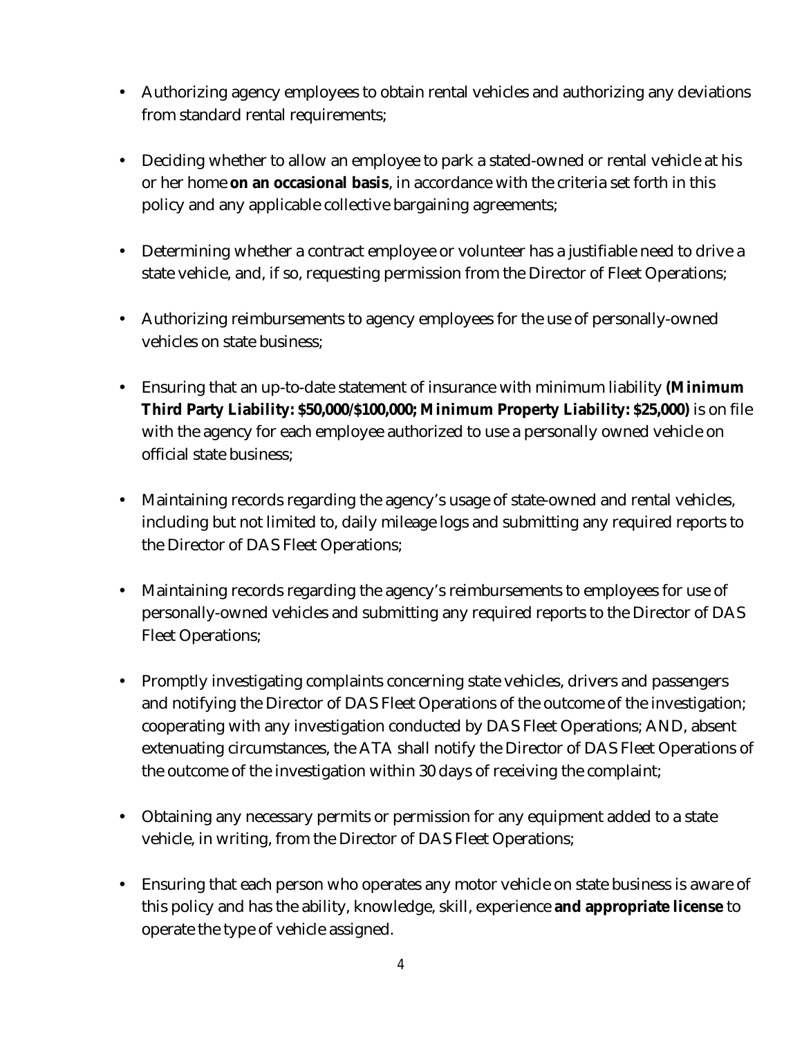- Authorizing agency employees to obtain rental vehicles and authorizing any deviations from standard rental requirements;

- Deciding whether to allow an employee to park a stated-owned or rental vehicle at his or her home **on an occasional basis**, in accordance with the criteria set forth in this policy and any applicable collective bargaining agreements;

- Determining whether a contract employee or volunteer has a justifiable need to drive a state vehicle, and, if so, requesting permission from the Director of Fleet Operations;

- Authorizing reimbursements to agency employees for the use of personally-owned vehicles on state business;

- Ensuring that an up-to-date statement of insurance with minimum liability **(Minimum Third Party Liability: $50,000/$100,000; Minimum Property Liability: $25,000)** is on file with the agency for each employee authorized to use a personally owned vehicle on official state business;

- Maintaining records regarding the agency's usage of state-owned and rental vehicles, including but not limited to, daily mileage logs and submitting any required reports to the Director of DAS Fleet Operations;

- Maintaining records regarding the agency's reimbursements to employees for use of personally-owned vehicles and submitting any required reports to the Director of DAS Fleet Operations;

- Promptly investigating complaints concerning state vehicles, drivers and passengers and notifying the Director of DAS Fleet Operations of the outcome of the investigation; cooperating with any investigation conducted by DAS Fleet Operations; AND, absent extenuating circumstances, the ATA shall notify the Director of DAS Fleet Operations of the outcome of the investigation within 30 days of receiving the complaint;

- Obtaining any necessary permits or permission for any equipment added to a state vehicle, in writing, from the Director of DAS Fleet Operations;

- Ensuring that each person who operates any motor vehicle on state business is aware of this policy and has the ability, knowledge, skill, experience **and appropriate license** to operate the type of vehicle assigned.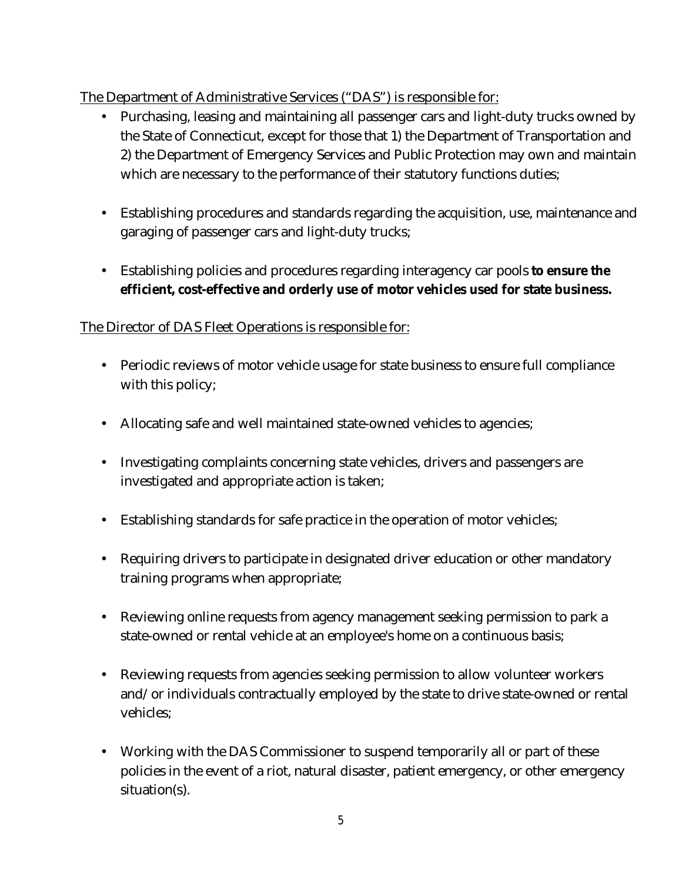<u>The Department of Administrative Services ("DAS") is responsible for:</u>

- Purchasing, leasing and maintaining all passenger cars and light-duty trucks owned by the State of Connecticut, except for those that 1) the Department of Transportation and 2) the Department of Emergency Services and Public Protection may own and maintain which are necessary to the performance of their statutory functions duties;

- Establishing procedures and standards regarding the acquisition, use, maintenance and garaging of passenger cars and light-duty trucks;

- Establishing policies and procedures regarding interagency car pools **to ensure the efficient, cost-effective and orderly use of motor vehicles used for state business.**

<u>The Director of DAS Fleet Operations is responsible for:</u>

- Periodic reviews of motor vehicle usage for state business to ensure full compliance with this policy;

- Allocating safe and well maintained state-owned vehicles to agencies;

- Investigating complaints concerning state vehicles, drivers and passengers are investigated and appropriate action is taken;

- Establishing standards for safe practice in the operation of motor vehicles;

- Requiring drivers to participate in designated driver education or other mandatory training programs when appropriate;

- Reviewing online requests from agency management seeking permission to park a state-owned or rental vehicle at an employee's home on a continuous basis;

- Reviewing requests from agencies seeking permission to allow volunteer workers and/or individuals contractually employed by the state to drive state-owned or rental vehicles;

- Working with the DAS Commissioner to suspend temporarily all or part of these policies in the event of a riot, natural disaster, patient emergency, or other emergency situation(s).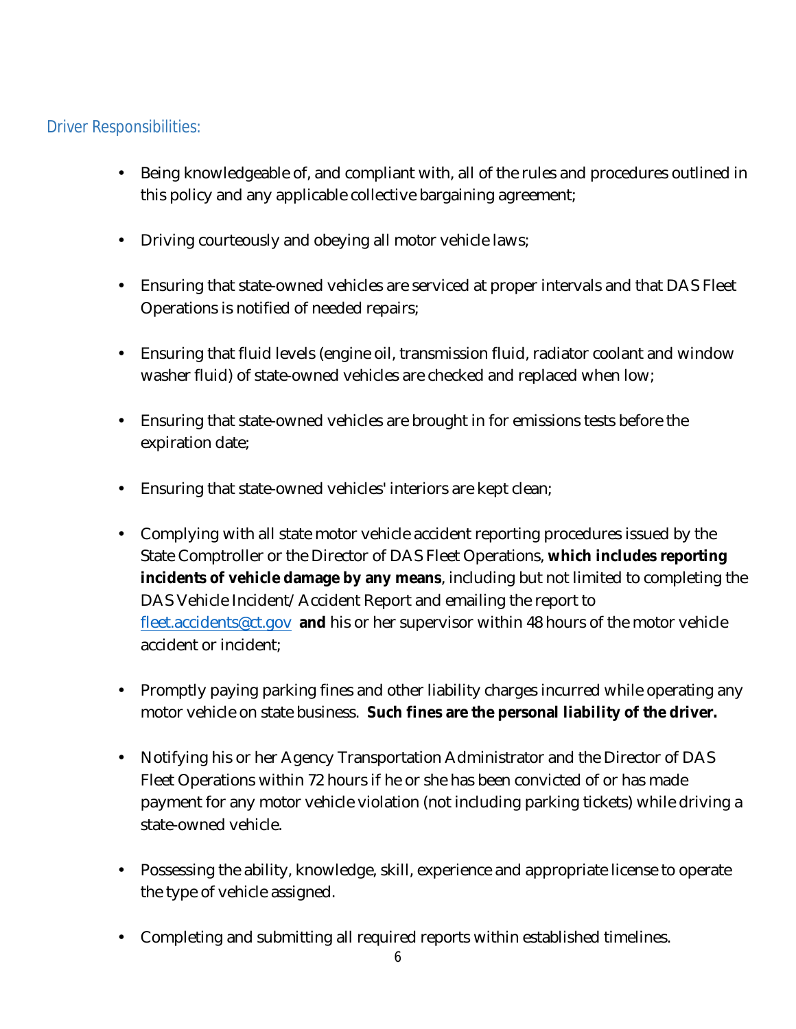## Driver Responsibilities:

- Being knowledgeable of, and compliant with, all of the rules and procedures outlined in this policy and any applicable collective bargaining agreement;

- Driving courteously and obeying all motor vehicle laws;

- Ensuring that state-owned vehicles are serviced at proper intervals and that DAS Fleet Operations is notified of needed repairs;

- Ensuring that fluid levels (engine oil, transmission fluid, radiator coolant and window washer fluid) of state-owned vehicles are checked and replaced when low;

- Ensuring that state-owned vehicles are brought in for emissions tests before the expiration date;

- Ensuring that state-owned vehicles' interiors are kept clean;

- Complying with all state motor vehicle accident reporting procedures issued by the State Comptroller or the Director of DAS Fleet Operations, **which includes reporting incidents of vehicle damage by any means**, including but not limited to completing the DAS Vehicle Incident/Accident Report and emailing the report to fleet.accidents@ct.gov **and** his or her supervisor within 48 hours of the motor vehicle accident or incident;

- Promptly paying parking fines and other liability charges incurred while operating any motor vehicle on state business. **Such fines are the personal liability of the driver.**

- Notifying his or her Agency Transportation Administrator and the Director of DAS Fleet Operations within 72 hours if he or she has been convicted of or has made payment for any motor vehicle violation (not including parking tickets) while driving a state-owned vehicle.

- Possessing the ability, knowledge, skill, experience and appropriate license to operate the type of vehicle assigned.

- Completing and submitting all required reports within established timelines.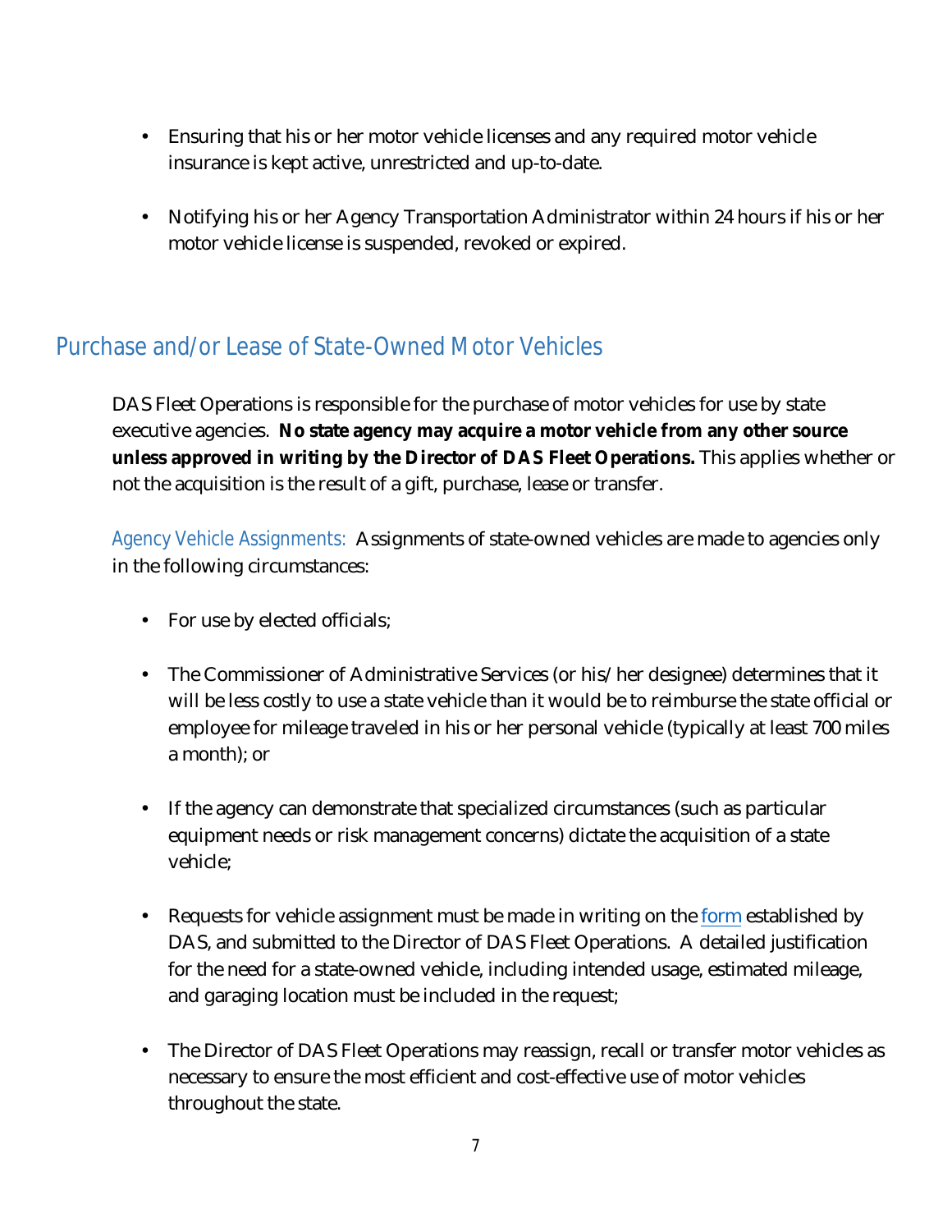- Ensuring that his or her motor vehicle licenses and any required motor vehicle insurance is kept active, unrestricted and up-to-date.

- Notifying his or her Agency Transportation Administrator within 24 hours if his or her motor vehicle license is suspended, revoked or expired.

## Purchase and/or Lease of State-Owned Motor Vehicles

DAS Fleet Operations is responsible for the purchase of motor vehicles for use by state executive agencies. **No state agency may acquire a motor vehicle from any other source unless approved in writing by the Director of DAS Fleet Operations.** This applies whether or not the acquisition is the result of a gift, purchase, lease or transfer.

Agency Vehicle Assignments: Assignments of state-owned vehicles are made to agencies only in the following circumstances:

- For use by elected officials;

- The Commissioner of Administrative Services (or his/her designee) determines that it will be less costly to use a state vehicle than it would be to reimburse the state official or employee for mileage traveled in his or her personal vehicle (typically at least 700 miles a month); or

- If the agency can demonstrate that specialized circumstances (such as particular equipment needs or risk management concerns) dictate the acquisition of a state vehicle;

- Requests for vehicle assignment must be made in writing on the form established by DAS, and submitted to the Director of DAS Fleet Operations. A detailed justification for the need for a state-owned vehicle, including intended usage, estimated mileage, and garaging location must be included in the request;

- The Director of DAS Fleet Operations may reassign, recall or transfer motor vehicles as necessary to ensure the most efficient and cost-effective use of motor vehicles throughout the state.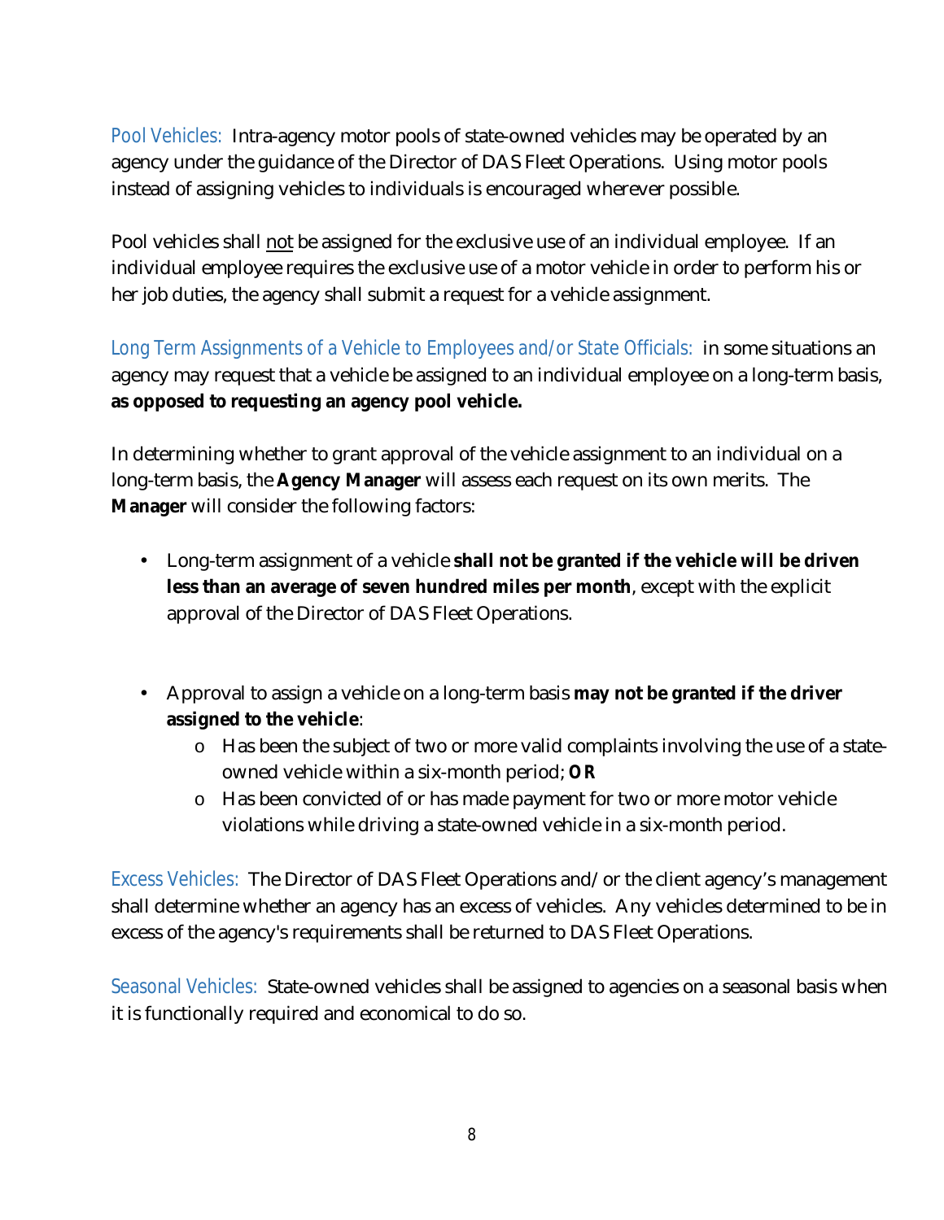Pool Vehicles: Intra-agency motor pools of state-owned vehicles may be operated by an agency under the guidance of the Director of DAS Fleet Operations. Using motor pools instead of assigning vehicles to individuals is encouraged wherever possible.

Pool vehicles shall <u>not</u> be assigned for the exclusive use of an individual employee. If an individual employee requires the exclusive use of a motor vehicle in order to perform his or her job duties, the agency shall submit a request for a vehicle assignment.

Long Term Assignments of a Vehicle to Employees and/or State Officials: in some situations an agency may request that a vehicle be assigned to an individual employee on a long-term basis, **as opposed to requesting an agency pool vehicle.**

In determining whether to grant approval of the vehicle assignment to an individual on a long-term basis, the **Agency Manager** will assess each request on its own merits. The **Manager** will consider the following factors:

- Long-term assignment of a vehicle **shall not be granted if the vehicle will be driven less than an average of seven hundred miles per month**, except with the explicit approval of the Director of DAS Fleet Operations.

- Approval to assign a vehicle on a long-term basis **may not be granted if the driver assigned to the vehicle**:
  - Has been the subject of two or more valid complaints involving the use of a state-owned vehicle within a six-month period; **OR**
  - Has been convicted of or has made payment for two or more motor vehicle violations while driving a state-owned vehicle in a six-month period.

Excess Vehicles: The Director of DAS Fleet Operations and/or the client agency's management shall determine whether an agency has an excess of vehicles. Any vehicles determined to be in excess of the agency's requirements shall be returned to DAS Fleet Operations.

Seasonal Vehicles: State-owned vehicles shall be assigned to agencies on a seasonal basis when it is functionally required and economical to do so.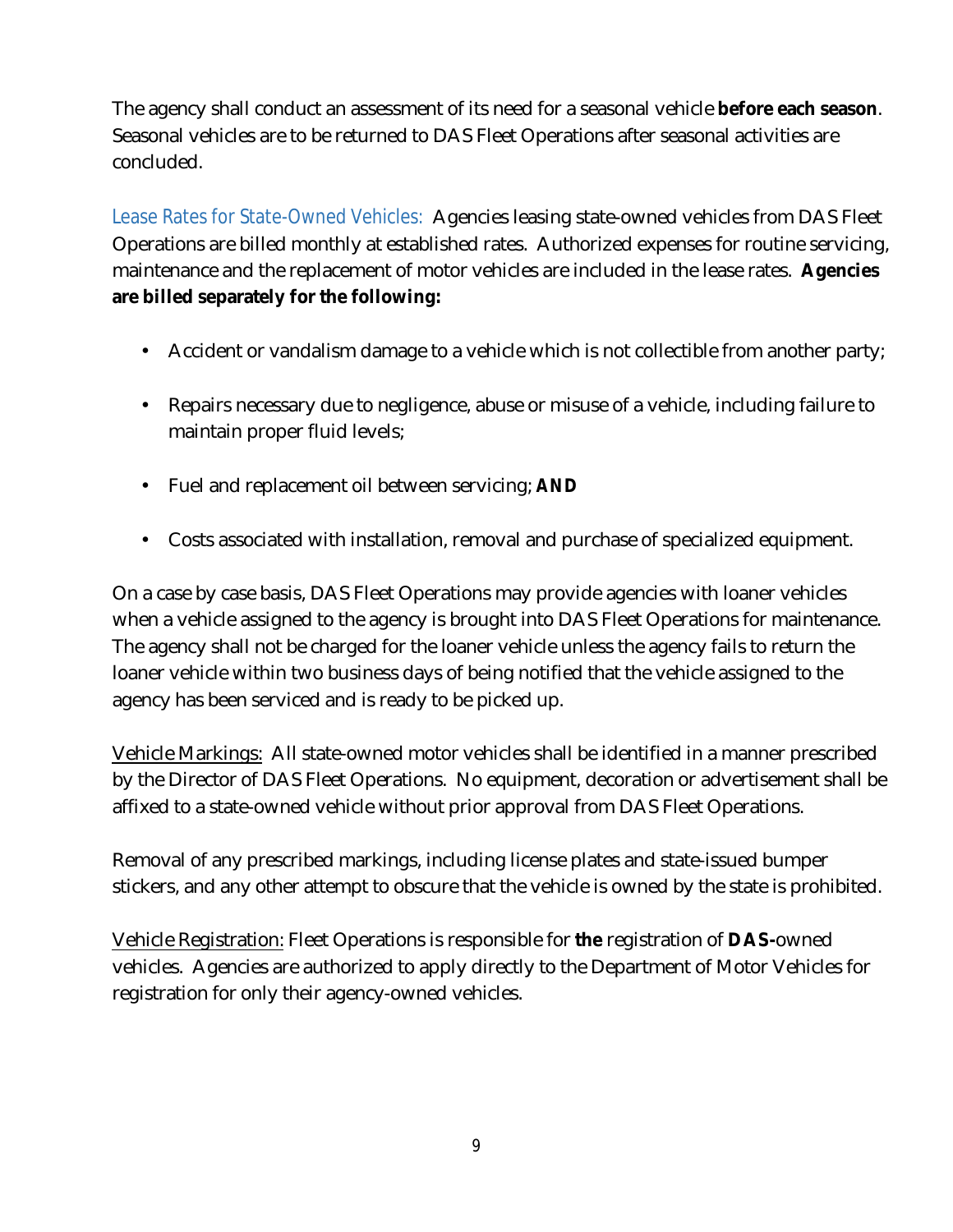The agency shall conduct an assessment of its need for a seasonal vehicle **before each season**. Seasonal vehicles are to be returned to DAS Fleet Operations after seasonal activities are concluded.

Lease Rates for State-Owned Vehicles: Agencies leasing state-owned vehicles from DAS Fleet Operations are billed monthly at established rates. Authorized expenses for routine servicing, maintenance and the replacement of motor vehicles are included in the lease rates. **Agencies are billed separately for the following:**

- Accident or vandalism damage to a vehicle which is not collectible from another party;
- Repairs necessary due to negligence, abuse or misuse of a vehicle, including failure to maintain proper fluid levels;
- Fuel and replacement oil between servicing; **AND**
- Costs associated with installation, removal and purchase of specialized equipment.

On a case by case basis, DAS Fleet Operations may provide agencies with loaner vehicles when a vehicle assigned to the agency is brought into DAS Fleet Operations for maintenance. The agency shall not be charged for the loaner vehicle unless the agency fails to return the loaner vehicle within two business days of being notified that the vehicle assigned to the agency has been serviced and is ready to be picked up.

Vehicle Markings: All state-owned motor vehicles shall be identified in a manner prescribed by the Director of DAS Fleet Operations. No equipment, decoration or advertisement shall be affixed to a state-owned vehicle without prior approval from DAS Fleet Operations.

Removal of any prescribed markings, including license plates and state-issued bumper stickers, and any other attempt to obscure that the vehicle is owned by the state is prohibited.

Vehicle Registration: Fleet Operations is responsible for **the** registration of **DAS-**owned vehicles. Agencies are authorized to apply directly to the Department of Motor Vehicles for registration for only their agency-owned vehicles.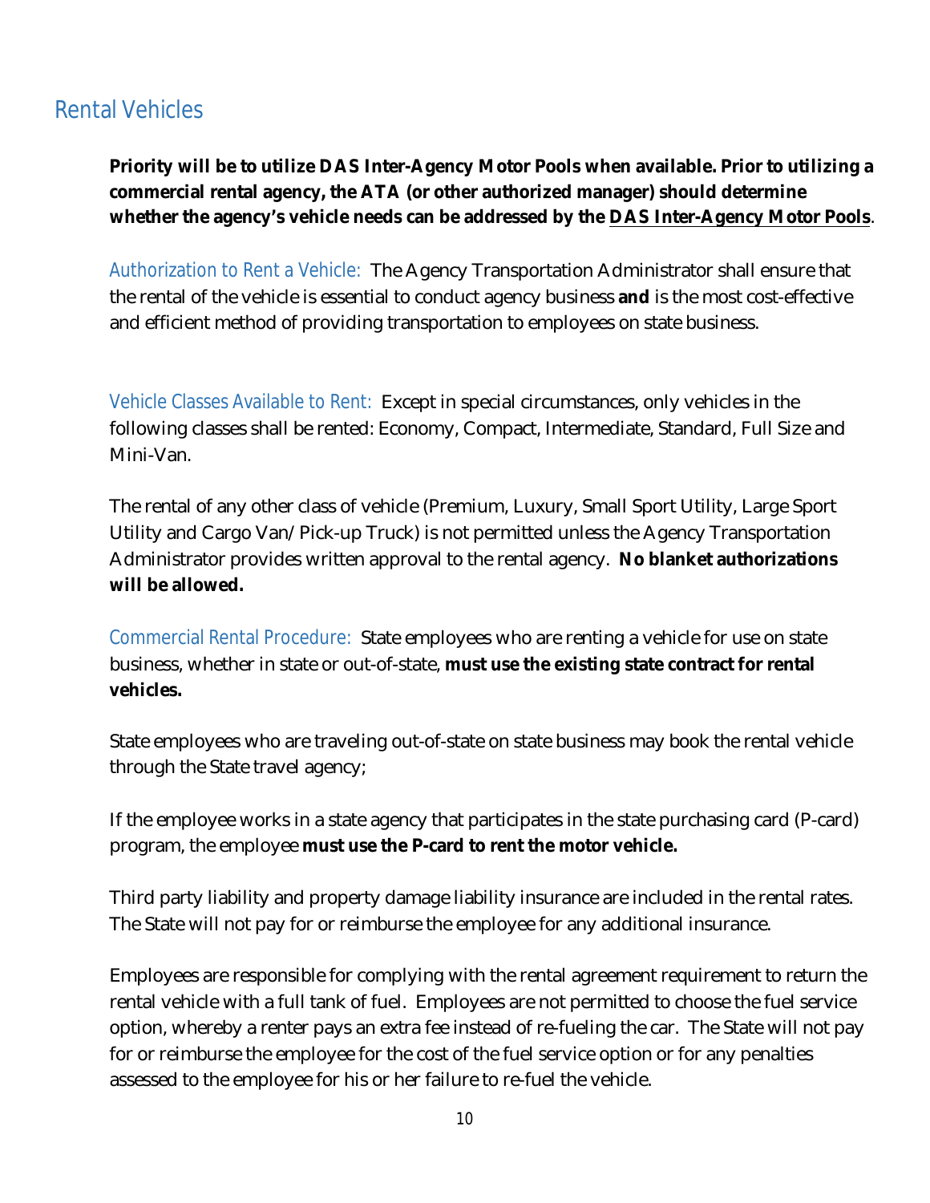## Rental Vehicles

**Priority will be to utilize DAS Inter-Agency Motor Pools when available. Prior to utilizing a commercial rental agency, the ATA (or other authorized manager) should determine whether the agency's vehicle needs can be addressed by the DAS Inter-Agency Motor Pools**.

Authorization to Rent a Vehicle: The Agency Transportation Administrator shall ensure that the rental of the vehicle is essential to conduct agency business **and** is the most cost-effective and efficient method of providing transportation to employees on state business.

Vehicle Classes Available to Rent: Except in special circumstances, only vehicles in the following classes shall be rented: Economy, Compact, Intermediate, Standard, Full Size and Mini-Van.

The rental of any other class of vehicle (Premium, Luxury, Small Sport Utility, Large Sport Utility and Cargo Van/ Pick-up Truck) is not permitted unless the Agency Transportation Administrator provides written approval to the rental agency. **No blanket authorizations will be allowed.**

Commercial Rental Procedure: State employees who are renting a vehicle for use on state business, whether in state or out-of-state, **must use the existing state contract for rental vehicles.**

State employees who are traveling out-of-state on state business may book the rental vehicle through the State travel agency;

If the employee works in a state agency that participates in the state purchasing card (P-card) program, the employee **must use the P-card to rent the motor vehicle.**

Third party liability and property damage liability insurance are included in the rental rates. The State will not pay for or reimburse the employee for any additional insurance.

Employees are responsible for complying with the rental agreement requirement to return the rental vehicle with a full tank of fuel. Employees are not permitted to choose the fuel service option, whereby a renter pays an extra fee instead of re-fueling the car. The State will not pay for or reimburse the employee for the cost of the fuel service option or for any penalties assessed to the employee for his or her failure to re-fuel the vehicle.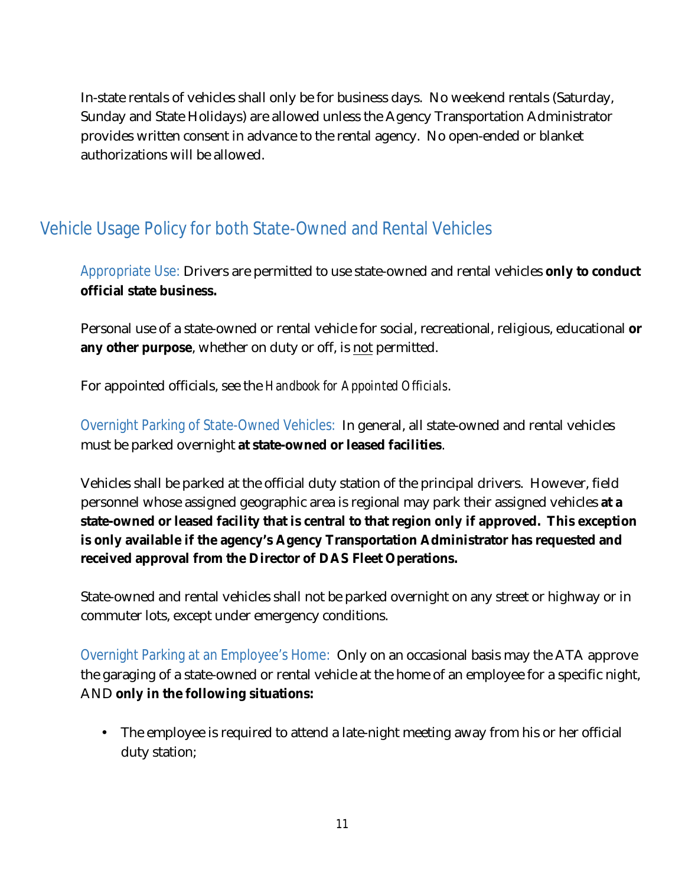In-state rentals of vehicles shall only be for business days. No weekend rentals (Saturday, Sunday and State Holidays) are allowed unless the Agency Transportation Administrator provides written consent in advance to the rental agency. No open-ended or blanket authorizations will be allowed.

## Vehicle Usage Policy for both State-Owned and Rental Vehicles

Appropriate Use: Drivers are permitted to use state-owned and rental vehicles **only to conduct official state business.**

Personal use of a state-owned or rental vehicle for social, recreational, religious, educational **or any other purpose**, whether on duty or off, is <u>not</u> permitted.

For appointed officials, see the *Handbook for Appointed Officials*.

Overnight Parking of State-Owned Vehicles: In general, all state-owned and rental vehicles must be parked overnight **at state-owned or leased facilities**.

Vehicles shall be parked at the official duty station of the principal drivers. However, field personnel whose assigned geographic area is regional may park their assigned vehicles **at a state-owned or leased facility that is central to that region only if approved. This exception is only available if the agency's Agency Transportation Administrator has requested and received approval from the Director of DAS Fleet Operations.**

State-owned and rental vehicles shall not be parked overnight on any street or highway or in commuter lots, except under emergency conditions.

Overnight Parking at an Employee's Home: Only on an occasional basis may the ATA approve the garaging of a state-owned or rental vehicle at the home of an employee for a specific night, AND **only in the following situations:**

- The employee is required to attend a late-night meeting away from his or her official duty station;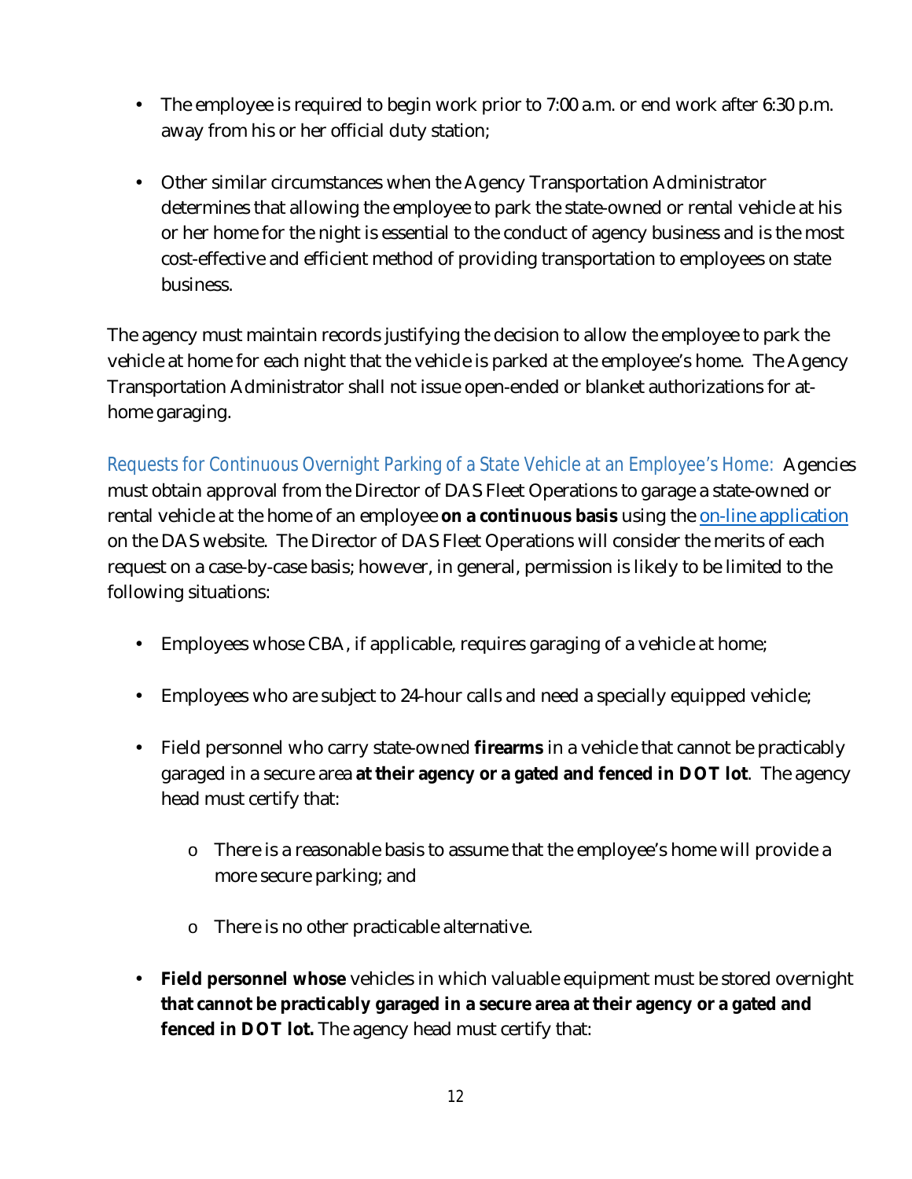- The employee is required to begin work prior to 7:00 a.m. or end work after 6:30 p.m. away from his or her official duty station;

- Other similar circumstances when the Agency Transportation Administrator determines that allowing the employee to park the state-owned or rental vehicle at his or her home for the night is essential to the conduct of agency business and is the most cost-effective and efficient method of providing transportation to employees on state business.

The agency must maintain records justifying the decision to allow the employee to park the vehicle at home for each night that the vehicle is parked at the employee's home. The Agency Transportation Administrator shall not issue open-ended or blanket authorizations for at-home garaging.

Requests for Continuous Overnight Parking of a State Vehicle at an Employee's Home: Agencies must obtain approval from the Director of DAS Fleet Operations to garage a state-owned or rental vehicle at the home of an employee **on a continuous basis** using the [on-line application] on the DAS website. The Director of DAS Fleet Operations will consider the merits of each request on a case-by-case basis; however, in general, permission is likely to be limited to the following situations:

- Employees whose CBA, if applicable, requires garaging of a vehicle at home;

- Employees who are subject to 24-hour calls and need a specially equipped vehicle;

- Field personnel who carry state-owned **firearms** in a vehicle that cannot be practicably garaged in a secure area **at their agency or a gated and fenced in DOT lot**. The agency head must certify that:

  - There is a reasonable basis to assume that the employee's home will provide a more secure parking; and

  - There is no other practicable alternative.

- **Field personnel whose** vehicles in which valuable equipment must be stored overnight **that cannot be practicably garaged in a secure area at their agency or a gated and fenced in DOT lot.** The agency head must certify that: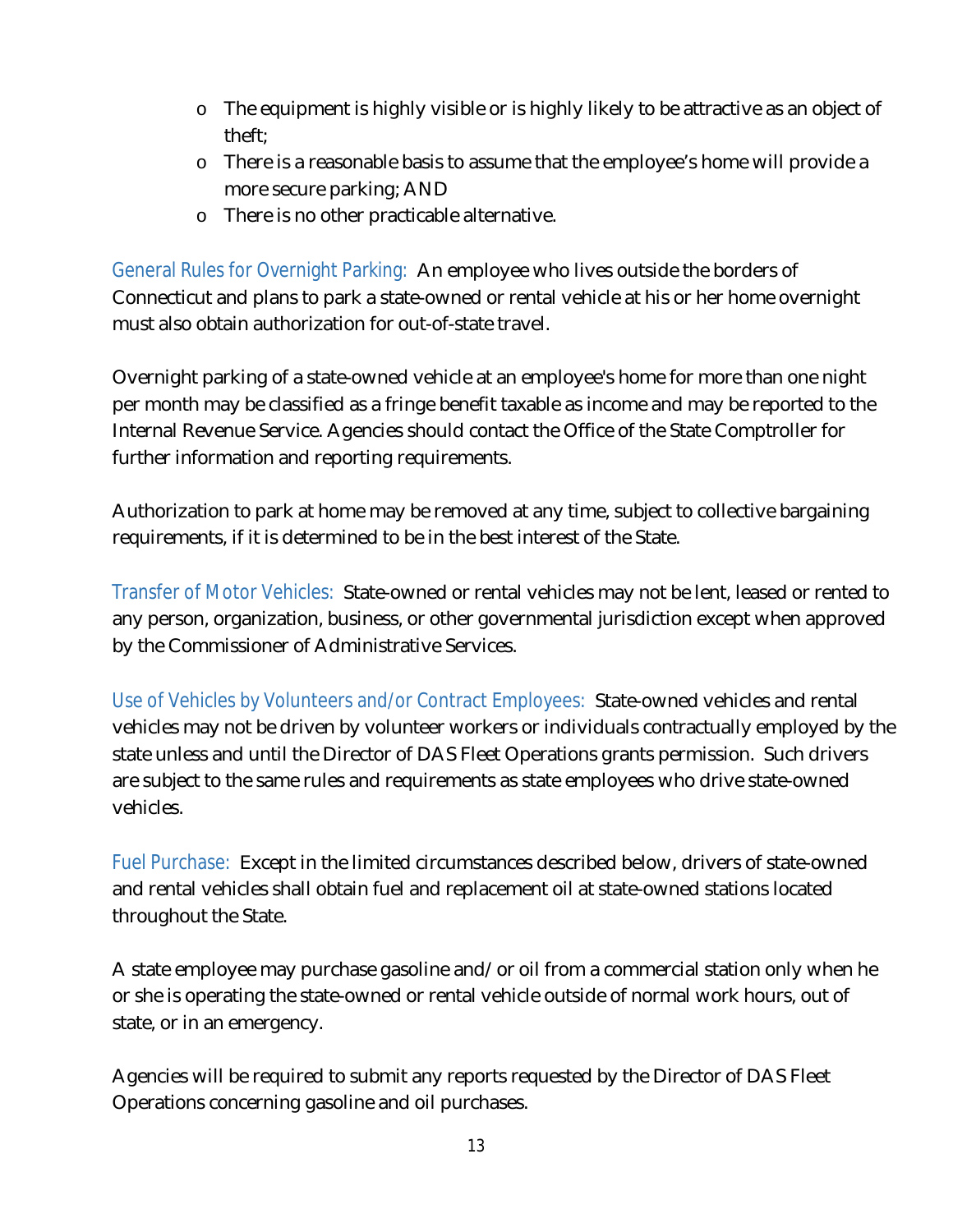- The equipment is highly visible or is highly likely to be attractive as an object of theft;
- There is a reasonable basis to assume that the employee's home will provide a more secure parking; AND
- There is no other practicable alternative.

*General Rules for Overnight Parking:* An employee who lives outside the borders of Connecticut and plans to park a state-owned or rental vehicle at his or her home overnight must also obtain authorization for out-of-state travel.

Overnight parking of a state-owned vehicle at an employee's home for more than one night per month may be classified as a fringe benefit taxable as income and may be reported to the Internal Revenue Service. Agencies should contact the Office of the State Comptroller for further information and reporting requirements.

Authorization to park at home may be removed at any time, subject to collective bargaining requirements, if it is determined to be in the best interest of the State.

*Transfer of Motor Vehicles:* State-owned or rental vehicles may not be lent, leased or rented to any person, organization, business, or other governmental jurisdiction except when approved by the Commissioner of Administrative Services.

*Use of Vehicles by Volunteers and/or Contract Employees:* State-owned vehicles and rental vehicles may not be driven by volunteer workers or individuals contractually employed by the state unless and until the Director of DAS Fleet Operations grants permission. Such drivers are subject to the same rules and requirements as state employees who drive state-owned vehicles.

*Fuel Purchase:* Except in the limited circumstances described below, drivers of state-owned and rental vehicles shall obtain fuel and replacement oil at state-owned stations located throughout the State.

A state employee may purchase gasoline and/or oil from a commercial station only when he or she is operating the state-owned or rental vehicle outside of normal work hours, out of state, or in an emergency.

Agencies will be required to submit any reports requested by the Director of DAS Fleet Operations concerning gasoline and oil purchases.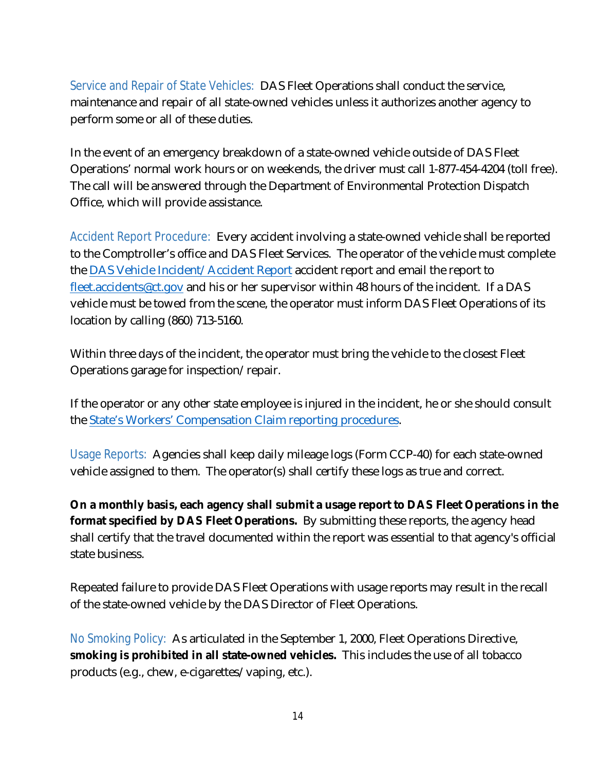Service and Repair of State Vehicles: DAS Fleet Operations shall conduct the service, maintenance and repair of all state-owned vehicles unless it authorizes another agency to perform some or all of these duties.

In the event of an emergency breakdown of a state-owned vehicle outside of DAS Fleet Operations' normal work hours or on weekends, the driver must call 1-877-454-4204 (toll free). The call will be answered through the Department of Environmental Protection Dispatch Office, which will provide assistance.

Accident Report Procedure: Every accident involving a state-owned vehicle shall be reported to the Comptroller's office and DAS Fleet Services. The operator of the vehicle must complete the [DAS Vehicle Incident/Accident Report] accident report and email the report to fleet.accidents@ct.gov and his or her supervisor within 48 hours of the incident. If a DAS vehicle must be towed from the scene, the operator must inform DAS Fleet Operations of its location by calling (860) 713-5160.

Within three days of the incident, the operator must bring the vehicle to the closest Fleet Operations garage for inspection/repair.

If the operator or any other state employee is injured in the incident, he or she should consult the [State's Workers' Compensation Claim reporting procedures].

Usage Reports: Agencies shall keep daily mileage logs (Form CCP-40) for each state-owned vehicle assigned to them. The operator(s) shall certify these logs as true and correct.

**On a monthly basis, each agency shall submit a usage report to DAS Fleet Operations in the format specified by DAS Fleet Operations.** By submitting these reports, the agency head shall certify that the travel documented within the report was essential to that agency's official state business.

Repeated failure to provide DAS Fleet Operations with usage reports may result in the recall of the state-owned vehicle by the DAS Director of Fleet Operations.

No Smoking Policy: As articulated in the September 1, 2000, Fleet Operations Directive, **smoking is prohibited in all state-owned vehicles.** This includes the use of all tobacco products (e.g., chew, e-cigarettes/vaping, etc.).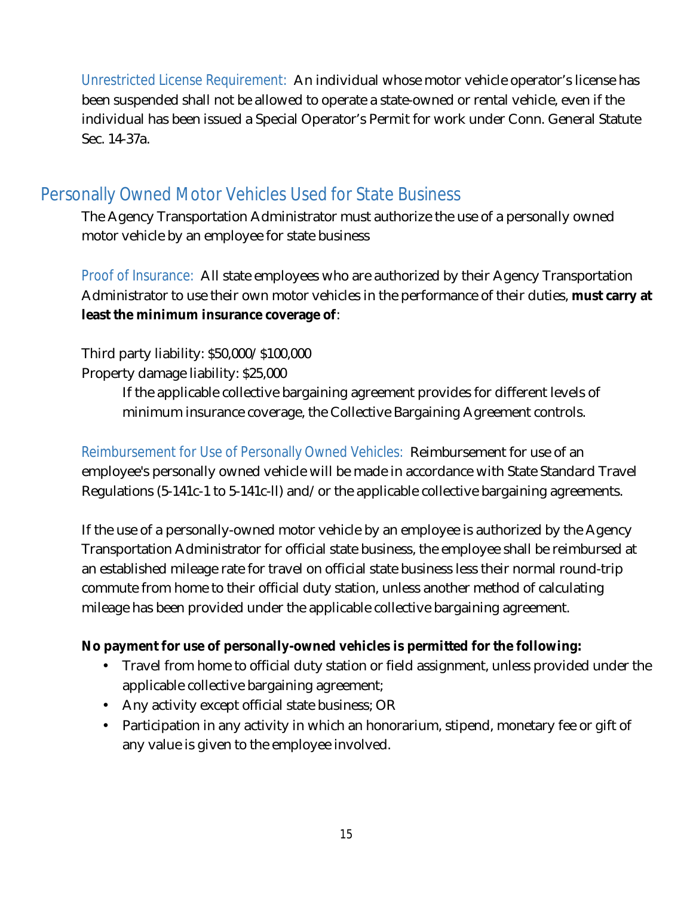Unrestricted License Requirement: An individual whose motor vehicle operator's license has been suspended shall not be allowed to operate a state-owned or rental vehicle, even if the individual has been issued a Special Operator's Permit for work under Conn. General Statute Sec. 14-37a.

## Personally Owned Motor Vehicles Used for State Business

The Agency Transportation Administrator must authorize the use of a personally owned motor vehicle by an employee for state business

Proof of Insurance: All state employees who are authorized by their Agency Transportation Administrator to use their own motor vehicles in the performance of their duties, **must carry at least the minimum insurance coverage of**:

Third party liability: $50,000/$100,000
Property damage liability: $25,000

If the applicable collective bargaining agreement provides for different levels of minimum insurance coverage, the Collective Bargaining Agreement controls.

Reimbursement for Use of Personally Owned Vehicles: Reimbursement for use of an employee's personally owned vehicle will be made in accordance with State Standard Travel Regulations (5-141c-1 to 5-141c-ll) and/or the applicable collective bargaining agreements.

If the use of a personally-owned motor vehicle by an employee is authorized by the Agency Transportation Administrator for official state business, the employee shall be reimbursed at an established mileage rate for travel on official state business less their normal round-trip commute from home to their official duty station, unless another method of calculating mileage has been provided under the applicable collective bargaining agreement.

**No payment for use of personally-owned vehicles is permitted for the following:**

- Travel from home to official duty station or field assignment, unless provided under the applicable collective bargaining agreement;
- Any activity except official state business; OR
- Participation in any activity in which an honorarium, stipend, monetary fee or gift of any value is given to the employee involved.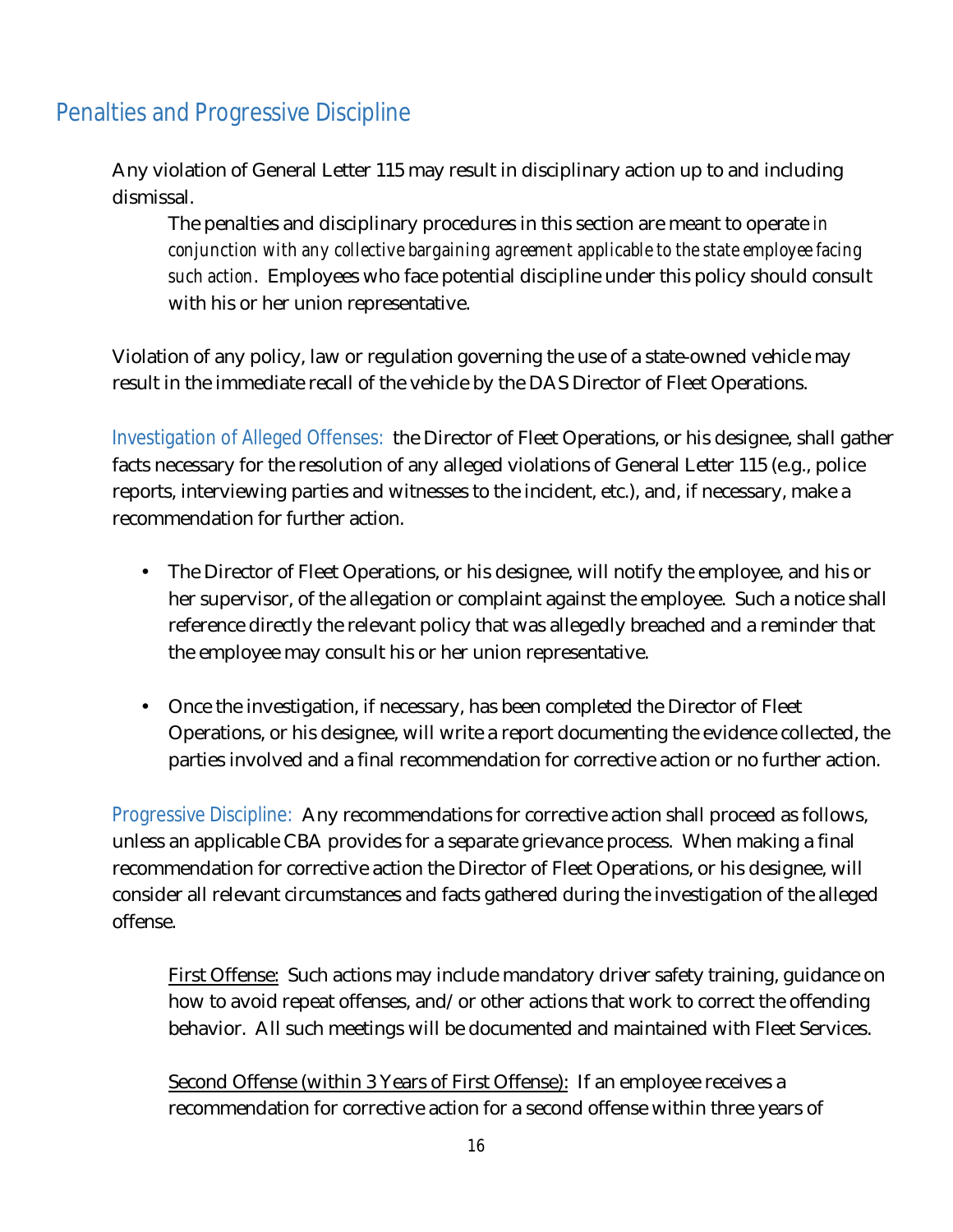## Penalties and Progressive Discipline

Any violation of General Letter 115 may result in disciplinary action up to and including dismissal.

> The penalties and disciplinary procedures in this section are meant to operate *in conjunction with any collective bargaining agreement applicable to the state employee facing such action*. Employees who face potential discipline under this policy should consult with his or her union representative.

Violation of any policy, law or regulation governing the use of a state-owned vehicle may result in the immediate recall of the vehicle by the DAS Director of Fleet Operations.

Investigation of Alleged Offenses: the Director of Fleet Operations, or his designee, shall gather facts necessary for the resolution of any alleged violations of General Letter 115 (e.g., police reports, interviewing parties and witnesses to the incident, etc.), and, if necessary, make a recommendation for further action.

- The Director of Fleet Operations, or his designee, will notify the employee, and his or her supervisor, of the allegation or complaint against the employee. Such a notice shall reference directly the relevant policy that was allegedly breached and a reminder that the employee may consult his or her union representative.

- Once the investigation, if necessary, has been completed the Director of Fleet Operations, or his designee, will write a report documenting the evidence collected, the parties involved and a final recommendation for corrective action or no further action.

Progressive Discipline: Any recommendations for corrective action shall proceed as follows, unless an applicable CBA provides for a separate grievance process. When making a final recommendation for corrective action the Director of Fleet Operations, or his designee, will consider all relevant circumstances and facts gathered during the investigation of the alleged offense.

> First Offense: Such actions may include mandatory driver safety training, guidance on how to avoid repeat offenses, and/or other actions that work to correct the offending behavior. All such meetings will be documented and maintained with Fleet Services.
>
> Second Offense (within 3 Years of First Offense): If an employee receives a recommendation for corrective action for a second offense within three years of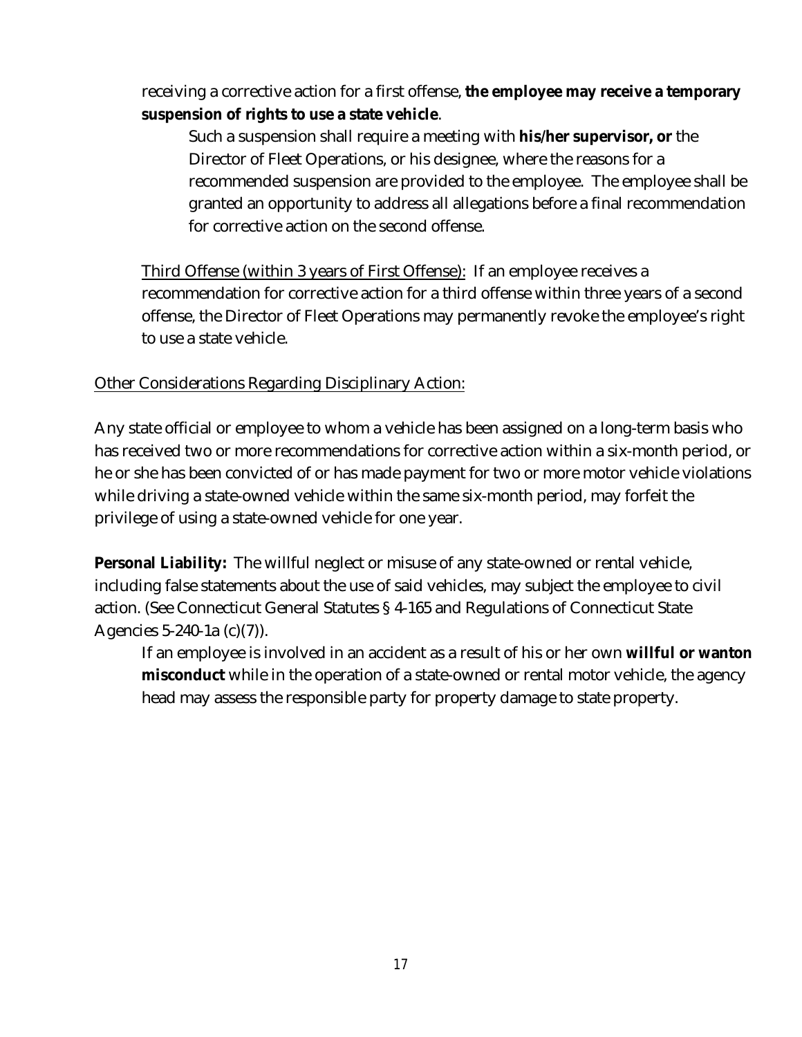receiving a corrective action for a first offense, **the employee may receive a temporary suspension of rights to use a state vehicle**.

Such a suspension shall require a meeting with **his/her supervisor, or** the Director of Fleet Operations, or his designee, where the reasons for a recommended suspension are provided to the employee. The employee shall be granted an opportunity to address all allegations before a final recommendation for corrective action on the second offense.

<u>Third Offense (within 3 years of First Offense):</u> If an employee receives a recommendation for corrective action for a third offense within three years of a second offense, the Director of Fleet Operations may permanently revoke the employee's right to use a state vehicle.

<u>Other Considerations Regarding Disciplinary Action:</u>

Any state official or employee to whom a vehicle has been assigned on a long-term basis who has received two or more recommendations for corrective action within a six-month period, or he or she has been convicted of or has made payment for two or more motor vehicle violations while driving a state-owned vehicle within the same six-month period, may forfeit the privilege of using a state-owned vehicle for one year.

**Personal Liability:** The willful neglect or misuse of any state-owned or rental vehicle, including false statements about the use of said vehicles, may subject the employee to civil action. (See Connecticut General Statutes § 4-165 and Regulations of Connecticut State Agencies 5-240-1a (c)(7)).

If an employee is involved in an accident as a result of his or her own **willful or wanton misconduct** while in the operation of a state-owned or rental motor vehicle, the agency head may assess the responsible party for property damage to state property.